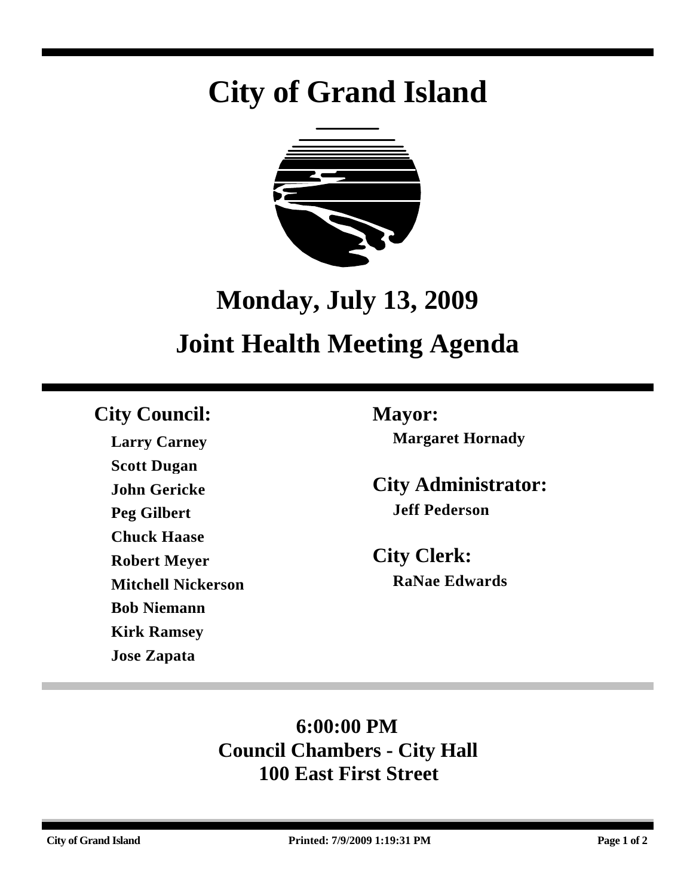# City of Grand Island

## Monday, July 13, 2009

## Joint Health Meeting Agenda

### City Council:

**Larry Carney**
**Scott Dugan**
**John Gericke**
**Peg Gilbert**
**Chuck Haase**
**Robert Meyer**
**Mitchell Nickerson**
**Bob Niemann**
**Kirk Ramsey**
**Jose Zapata**

### Mayor:

**Margaret Hornady**

### City Administrator:

**Jeff Pederson**

### City Clerk:

**RaNae Edwards**

**6:00:00 PM**
**Council Chambers - City Hall**
**100 East First Street**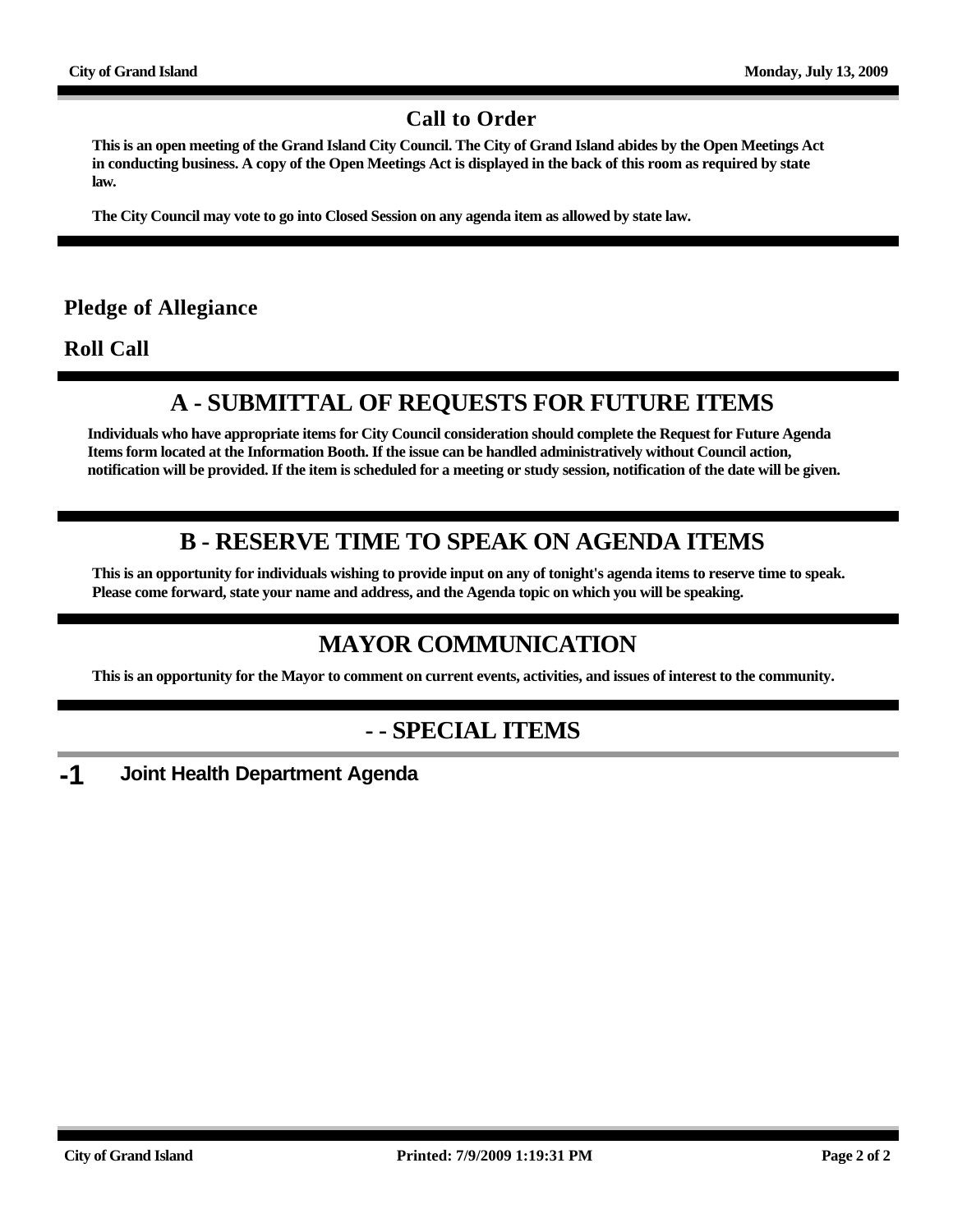## Call to Order

**This is an open meeting of the Grand Island City Council. The City of Grand Island abides by the Open Meetings Act in conducting business. A copy of the Open Meetings Act is displayed in the back of this room as required by state law.**

**The City Council may vote to go into Closed Session on any agenda item as allowed by state law.**

## Pledge of Allegiance

## Roll Call

# A - SUBMITTAL OF REQUESTS FOR FUTURE ITEMS

**Individuals who have appropriate items for City Council consideration should complete the Request for Future Agenda Items form located at the Information Booth. If the issue can be handled administratively without Council action, notification will be provided. If the item is scheduled for a meeting or study session, notification of the date will be given.**

# B - RESERVE TIME TO SPEAK ON AGENDA ITEMS

**This is an opportunity for individuals wishing to provide input on any of tonight's agenda items to reserve time to speak. Please come forward, state your name and address, and the Agenda topic on which you will be speaking.**

# MAYOR COMMUNICATION

**This is an opportunity for the Mayor to comment on current events, activities, and issues of interest to the community.**

# - - SPECIAL ITEMS

**-1** **Joint Health Department Agenda**